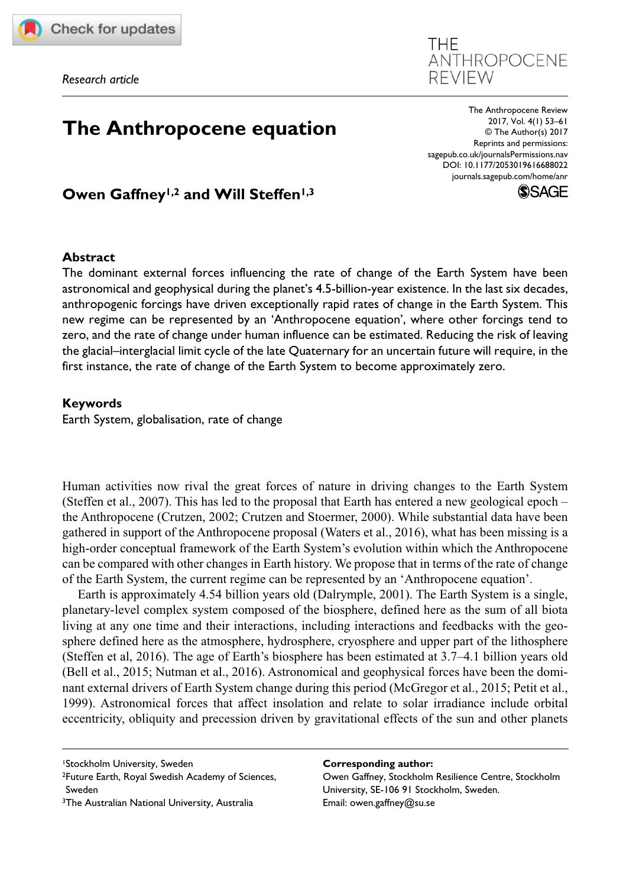*Research article*

# The Anthropocene equation

**Owen Gaffney[1,2] and Will Steffen[1,3]**

## Abstract

The dominant external forces influencing the rate of change of the Earth System have been astronomical and geophysical during the planet's 4.5-billion-year existence. In the last six decades, anthropogenic forcings have driven exceptionally rapid rates of change in the Earth System. This new regime can be represented by an 'Anthropocene equation', where other forcings tend to zero, and the rate of change under human influence can be estimated. Reducing the risk of leaving the glacial–interglacial limit cycle of the late Quaternary for an uncertain future will require, in the first instance, the rate of change of the Earth System to become approximately zero.

## Keywords

Earth System, globalisation, rate of change

Human activities now rival the great forces of nature in driving changes to the Earth System (Steffen et al., 2007). This has led to the proposal that Earth has entered a new geological epoch – the Anthropocene (Crutzen, 2002; Crutzen and Stoermer, 2000). While substantial data have been gathered in support of the Anthropocene proposal (Waters et al., 2016), what has been missing is a high-order conceptual framework of the Earth System's evolution within which the Anthropocene can be compared with other changes in Earth history. We propose that in terms of the rate of change of the Earth System, the current regime can be represented by an 'Anthropocene equation'.

Earth is approximately 4.54 billion years old (Dalrymple, 2001). The Earth System is a single, planetary-level complex system composed of the biosphere, defined here as the sum of all biota living at any one time and their interactions, including interactions and feedbacks with the geosphere defined here as the atmosphere, hydrosphere, cryosphere and upper part of the lithosphere (Steffen et al, 2016). The age of Earth's biosphere has been estimated at 3.7–4.1 billion years old (Bell et al., 2015; Nutman et al., 2016). Astronomical and geophysical forces have been the dominant external drivers of Earth System change during this period (McGregor et al., 2015; Petit et al., 1999). Astronomical forces that affect insolation and relate to solar irradiance include orbital eccentricity, obliquity and precession driven by gravitational effects of the sun and other planets

[1]Stockholm University, Sweden
[2]Future Earth, Royal Swedish Academy of Sciences, Sweden
[3]The Australian National University, Australia

**Corresponding author:**
Owen Gaffney, Stockholm Resilience Centre, Stockholm University, SE-106 91 Stockholm, Sweden.
Email: owen.gaffney@su.se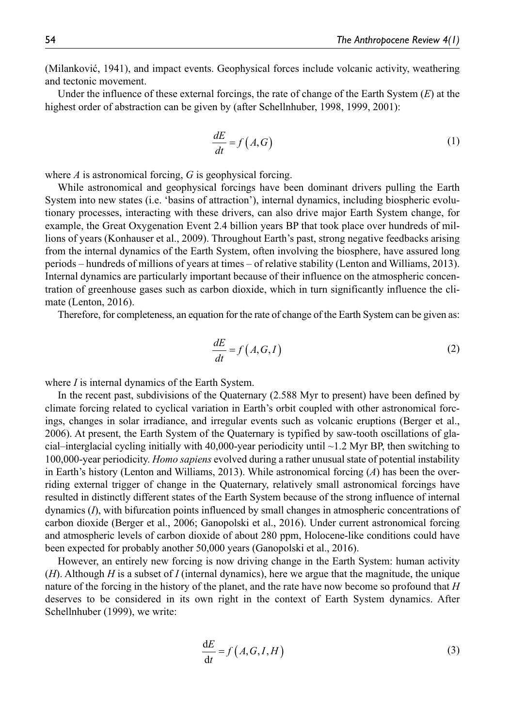(Milanković, 1941), and impact events. Geophysical forces include volcanic activity, weathering and tectonic movement.

Under the influence of these external forcings, the rate of change of the Earth System ($E$) at the highest order of abstraction can be given by (after Schellnhuber, 1998, 1999, 2001):

$$\frac{dE}{dt} = f\left(A, G\right) \tag{1}$$

where $A$ is astronomical forcing, $G$ is geophysical forcing.

While astronomical and geophysical forcings have been dominant drivers pulling the Earth System into new states (i.e. 'basins of attraction'), internal dynamics, including biospheric evolutionary processes, interacting with these drivers, can also drive major Earth System change, for example, the Great Oxygenation Event 2.4 billion years BP that took place over hundreds of millions of years (Konhauser et al., 2009). Throughout Earth's past, strong negative feedbacks arising from the internal dynamics of the Earth System, often involving the biosphere, have assured long periods – hundreds of millions of years at times – of relative stability (Lenton and Williams, 2013). Internal dynamics are particularly important because of their influence on the atmospheric concentration of greenhouse gases such as carbon dioxide, which in turn significantly influence the climate (Lenton, 2016).

Therefore, for completeness, an equation for the rate of change of the Earth System can be given as:

$$\frac{dE}{dt} = f\left(A, G, I\right) \tag{2}$$

where $I$ is internal dynamics of the Earth System.

In the recent past, subdivisions of the Quaternary (2.588 Myr to present) have been defined by climate forcing related to cyclical variation in Earth's orbit coupled with other astronomical forcings, changes in solar irradiance, and irregular events such as volcanic eruptions (Berger et al., 2006). At present, the Earth System of the Quaternary is typified by saw-tooth oscillations of glacial–interglacial cycling initially with 40,000-year periodicity until ~1.2 Myr BP, then switching to 100,000-year periodicity. *Homo sapiens* evolved during a rather unusual state of potential instability in Earth's history (Lenton and Williams, 2013). While astronomical forcing ($A$) has been the overriding external trigger of change in the Quaternary, relatively small astronomical forcings have resulted in distinctly different states of the Earth System because of the strong influence of internal dynamics ($I$), with bifurcation points influenced by small changes in atmospheric concentrations of carbon dioxide (Berger et al., 2006; Ganopolski et al., 2016). Under current astronomical forcing and atmospheric levels of carbon dioxide of about 280 ppm, Holocene-like conditions could have been expected for probably another 50,000 years (Ganopolski et al., 2016).

However, an entirely new forcing is now driving change in the Earth System: human activity ($H$). Although $H$ is a subset of $I$ (internal dynamics), here we argue that the magnitude, the unique nature of the forcing in the history of the planet, and the rate have now become so profound that $H$ deserves to be considered in its own right in the context of Earth System dynamics. After Schellnhuber (1999), we write:

$$\frac{\mathrm{d}E}{\mathrm{d}t} = f\left(A, G, I, H\right) \tag{3}$$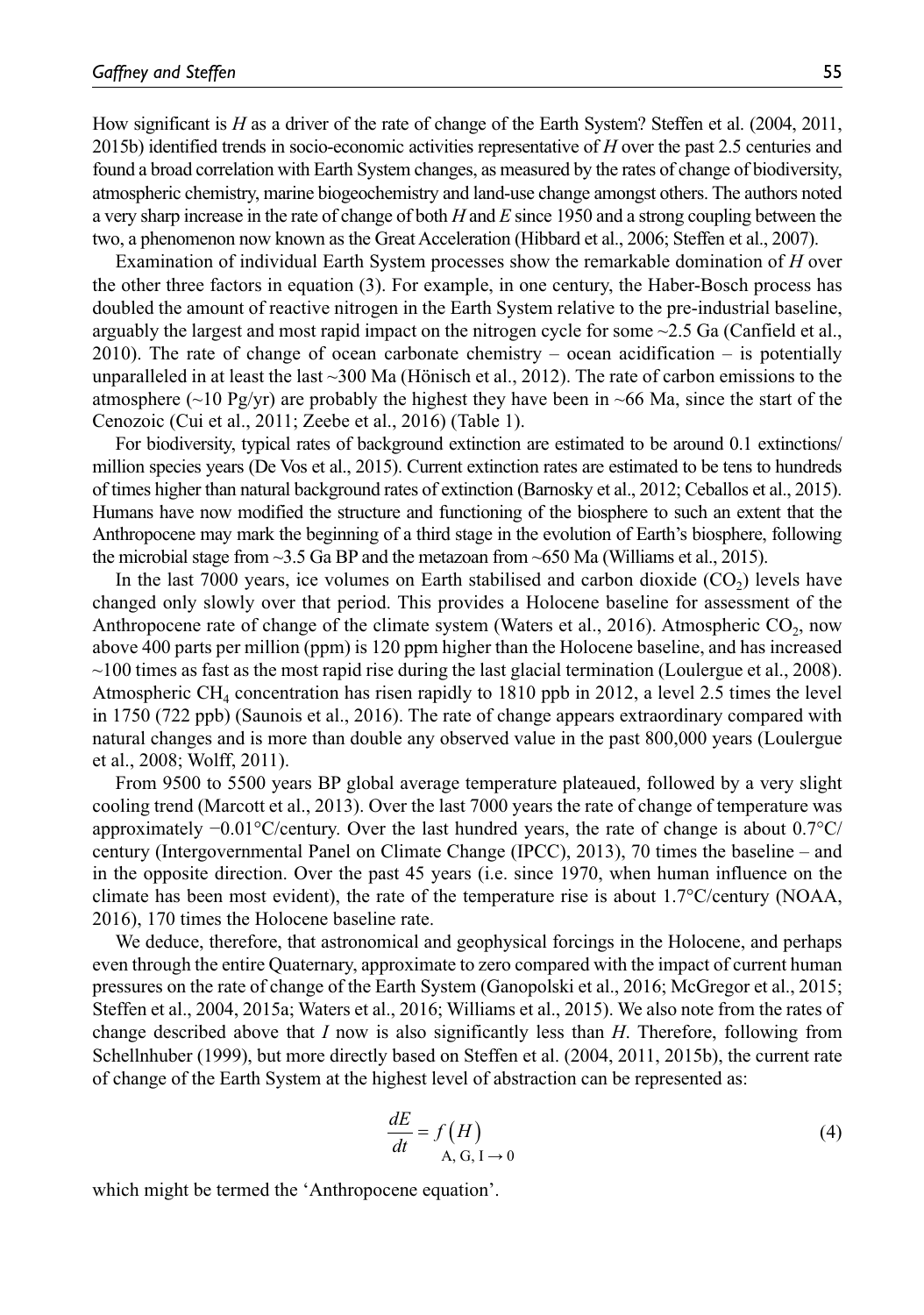How significant is $H$ as a driver of the rate of change of the Earth System? Steffen et al. (2004, 2011, 2015b) identified trends in socio-economic activities representative of $H$ over the past 2.5 centuries and found a broad correlation with Earth System changes, as measured by the rates of change of biodiversity, atmospheric chemistry, marine biogeochemistry and land-use change amongst others. The authors noted a very sharp increase in the rate of change of both $H$ and $E$ since 1950 and a strong coupling between the two, a phenomenon now known as the Great Acceleration (Hibbard et al., 2006; Steffen et al., 2007).

Examination of individual Earth System processes show the remarkable domination of $H$ over the other three factors in equation (3). For example, in one century, the Haber-Bosch process has doubled the amount of reactive nitrogen in the Earth System relative to the pre-industrial baseline, arguably the largest and most rapid impact on the nitrogen cycle for some ~2.5 Ga (Canfield et al., 2010). The rate of change of ocean carbonate chemistry – ocean acidification – is potentially unparalleled in at least the last ~300 Ma (Hönisch et al., 2012). The rate of carbon emissions to the atmosphere (~10 Pg/yr) are probably the highest they have been in ~66 Ma, since the start of the Cenozoic (Cui et al., 2011; Zeebe et al., 2016) (Table 1).

For biodiversity, typical rates of background extinction are estimated to be around 0.1 extinctions/million species years (De Vos et al., 2015). Current extinction rates are estimated to be tens to hundreds of times higher than natural background rates of extinction (Barnosky et al., 2012; Ceballos et al., 2015). Humans have now modified the structure and functioning of the biosphere to such an extent that the Anthropocene may mark the beginning of a third stage in the evolution of Earth's biosphere, following the microbial stage from ~3.5 Ga BP and the metazoan from ~650 Ma (Williams et al., 2015).

In the last 7000 years, ice volumes on Earth stabilised and carbon dioxide ($CO_2$) levels have changed only slowly over that period. This provides a Holocene baseline for assessment of the Anthropocene rate of change of the climate system (Waters et al., 2016). Atmospheric $CO_2$, now above 400 parts per million (ppm) is 120 ppm higher than the Holocene baseline, and has increased ~100 times as fast as the most rapid rise during the last glacial termination (Loulergue et al., 2008). Atmospheric $CH_4$ concentration has risen rapidly to 1810 ppb in 2012, a level 2.5 times the level in 1750 (722 ppb) (Saunois et al., 2016). The rate of change appears extraordinary compared with natural changes and is more than double any observed value in the past 800,000 years (Loulergue et al., 2008; Wolff, 2011).

From 9500 to 5500 years BP global average temperature plateaued, followed by a very slight cooling trend (Marcott et al., 2013). Over the last 7000 years the rate of change of temperature was approximately −0.01°C/century. Over the last hundred years, the rate of change is about 0.7°C/century (Intergovernmental Panel on Climate Change (IPCC), 2013), 70 times the baseline – and in the opposite direction. Over the past 45 years (i.e. since 1970, when human influence on the climate has been most evident), the rate of the temperature rise is about 1.7°C/century (NOAA, 2016), 170 times the Holocene baseline rate.

We deduce, therefore, that astronomical and geophysical forcings in the Holocene, and perhaps even through the entire Quaternary, approximate to zero compared with the impact of current human pressures on the rate of change of the Earth System (Ganopolski et al., 2016; McGregor et al., 2015; Steffen et al., 2004, 2015a; Waters et al., 2016; Williams et al., 2015). We also note from the rates of change described above that $I$ now is also significantly less than $H$. Therefore, following from Schellnhuber (1999), but more directly based on Steffen et al. (2004, 2011, 2015b), the current rate of change of the Earth System at the highest level of abstraction can be represented as:

$$\frac{dE}{dt} = \underset{\mathrm{A,\,G,\,I} \to 0}{f\left(H\right)} \tag{4}$$

which might be termed the 'Anthropocene equation'.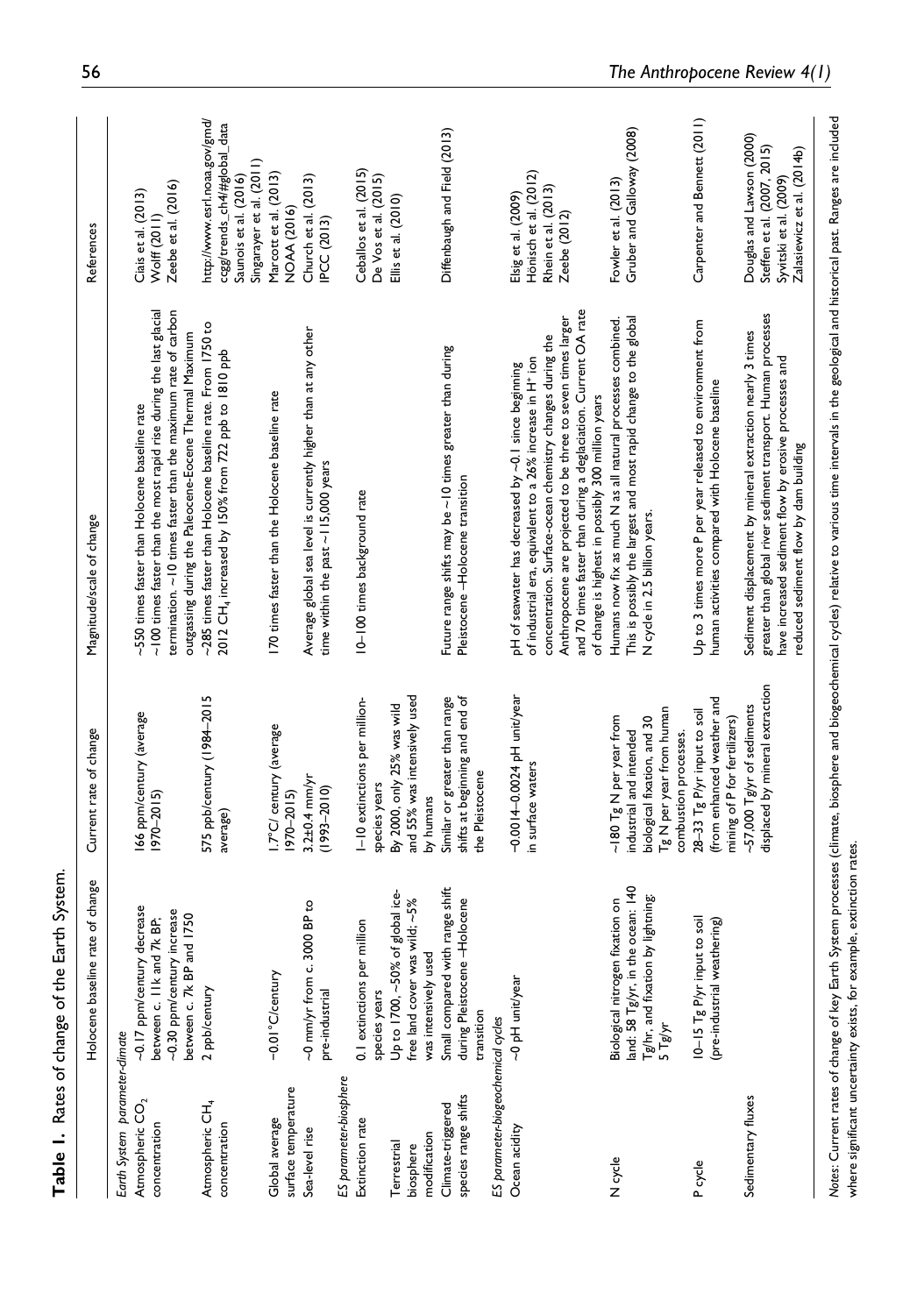**Table 1.** Rates of change of the Earth System.

| | Holocene baseline rate of change | Current rate of change | Magnitude/scale of change | References |
|---|---|---|---|---|
| *Earth System parameter-climate* | | | | |
| Atmospheric $CO_2$ concentration | ~0.17 ppm/century decrease between c. 11k and 7k BP; ~0.30 ppm/century increase between c. 7k BP and 1750 | 166 ppm/century (average 1970–2015) | ~550 times faster than Holocene baseline rate ~100 times faster than the most rapid rise during the last glacial termination. ~10 times faster than the maximum rate of carbon outgassing during the Paleocene-Eocene Thermal Maximum | Ciais et al. (2013) Wolff (2011) Zeebe et al. (2016) |
| Atmospheric $CH_4$ concentration | 2 ppb/century | 575 ppb/century (1984–2015 average) | ~285 times faster than Holocene baseline rate. From 1750 to 2012 $CH_4$ increased by 150% from 722 ppb to 1810 ppb | http://www.esrl.noaa.gov/gmd/ccgg/trends_ch4/#global_data Saunois et al. (2016) Singarayer et al. (2011) |
| Global average surface temperature | ~0.01°C/century | 1.7°C/ century (average 1970–2015) | 170 times faster than the Holocene baseline rate | Marcott et al. (2013) NOAA (2016) |
| Sea-level rise | ~0 mm/yr from c. 3000 BP to pre-industrial | 3.2±0.4 mm/yr (1993–2010) | Average global sea level is currently higher than at any other time within the past ~115,000 years | Church et al. (2013) IPCC (2013) |
| *ES parameter-biosphere* | | | | |
| Extinction rate | 0.1 extinctions per million species years | 1–10 extinctions per million-species years | 10–100 times background rate | Ceballos et al. (2015) De Vos et al. (2015) |
| Terrestrial biosphere modification | Up to 1700, ~50% of global ice-free land cover was wild; ~5% was intensively used | By 2000, only 25% was wild and 55% was intensively used by humans | | Ellis et al. (2010) |
| Climate-triggered species range shifts | Small compared with range shift during Pleistocene -Holocene transition | Similar or greater than range shifts at beginning and end of the Pleistocene | Future range shifts may be ~10 times greater than during Pleistocene -Holocene transition | Diffenbaugh and Field (2013) |
| *ES parameter-biogeochemical cycles* | | | | |
| Ocean acidity | ~0 pH unit/year | ~0.0014–0.0024 pH unit/year in surface waters | pH of seawater has decreased by ~0.1 since beginning of industrial era, equivalent to a 26% increase in $H^+$ ion concentration. Surface-ocean chemistry changes during the Anthropocene are projected to be three to seven times larger and 70 times faster than during a deglaciation. Current OA rate of change is highest in possibly 300 million years | Elsig et al. (2009) Hönisch et al. (2012) Rhein et al. (2013) Zeebe (2012) |
| N cycle | Biological nitrogen fixation on land: 58 Tg/yr, in the ocean: 140 Tg/hr, and fixation by lightning: 5 Tg/yr | ~180 Tg N per year from industrial and intended biological fixation, and 30 Tg N per year from human combustion processes. | Humans now fix as much N as all natural processes combined. This is possibly the largest and most rapid change to the global N cycle in 2.5 billion years. | Fowler et al. (2013) Gruber and Galloway (2008) |
| P cycle | 10–15 Tg P/yr input to soil (pre-industrial weathering) | 28–33 Tg P/yr input to soil (from enhanced weather and mining of P for fertilizers) | Up to 3 times more P per year released to environment from human activities compared with Holocene baseline | Carpenter and Bennett (2011) |
| Sedimentary fluxes | | ~57,000 Tg/yr of sediments displaced by mineral extraction | Sediment displacement by mineral extraction nearly 3 times greater than global river sediment transport. Human processes have increased sediment flow by erosive processes and reduced sediment flow by dam building | Douglas and Lawson (2000) Steffen et al. (2007, 2015) Syvitski et al. (2009) Zalasiewicz et al. (2014b) |

*Notes*: Current rates of change of key Earth System processes (climate, biosphere and biogeochemical cycles) relative to various time intervals in the geological and historical past. Ranges are included where significant uncertainty exists, for example, extinction rates.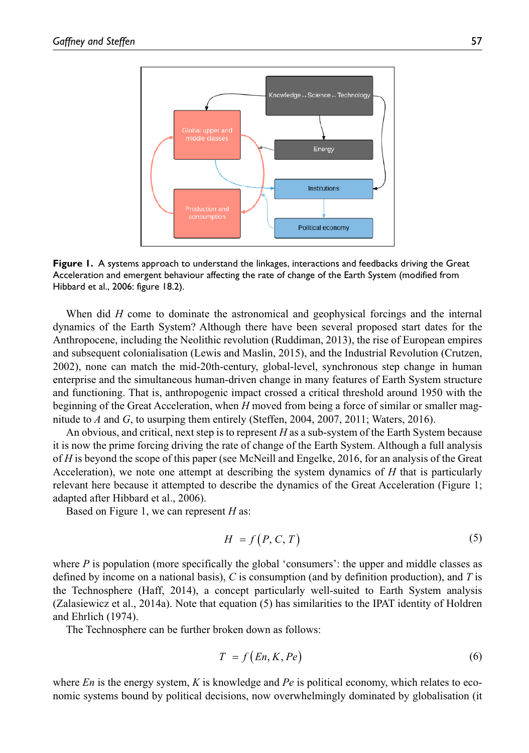**Figure 1.** A systems approach to understand the linkages, interactions and feedbacks driving the Great Acceleration and emergent behaviour affecting the rate of change of the Earth System (modified from Hibbard et al., 2006: figure 18.2).

When did $H$ come to dominate the astronomical and geophysical forcings and the internal dynamics of the Earth System? Although there have been several proposed start dates for the Anthropocene, including the Neolithic revolution (Ruddiman, 2013), the rise of European empires and subsequent colonialisation (Lewis and Maslin, 2015), and the Industrial Revolution (Crutzen, 2002), none can match the mid-20th-century, global-level, synchronous step change in human enterprise and the simultaneous human-driven change in many features of Earth System structure and functioning. That is, anthropogenic impact crossed a critical threshold around 1950 with the beginning of the Great Acceleration, when $H$ moved from being a force of similar or smaller magnitude to $A$ and $G$, to usurping them entirely (Steffen, 2004, 2007, 2011; Waters, 2016).

An obvious, and critical, next step is to represent $H$ as a sub-system of the Earth System because it is now the prime forcing driving the rate of change of the Earth System. Although a full analysis of $H$ is beyond the scope of this paper (see McNeill and Engelke, 2016, for an analysis of the Great Acceleration), we note one attempt at describing the system dynamics of $H$ that is particularly relevant here because it attempted to describe the dynamics of the Great Acceleration (Figure 1; adapted after Hibbard et al., 2006).

Based on Figure 1, we can represent $H$ as:

$$H = f(P, C, T) \tag{5}$$

where $P$ is population (more specifically the global 'consumers': the upper and middle classes as defined by income on a national basis), $C$ is consumption (and by definition production), and $T$ is the Technosphere (Haff, 2014), a concept particularly well-suited to Earth System analysis (Zalasiewicz et al., 2014a). Note that equation (5) has similarities to the IPAT identity of Holdren and Ehrlich (1974).

The Technosphere can be further broken down as follows:

$$T = f(En, K, Pe) \tag{6}$$

where $En$ is the energy system, $K$ is knowledge and $Pe$ is political economy, which relates to economic systems bound by political decisions, now overwhelmingly dominated by globalisation (it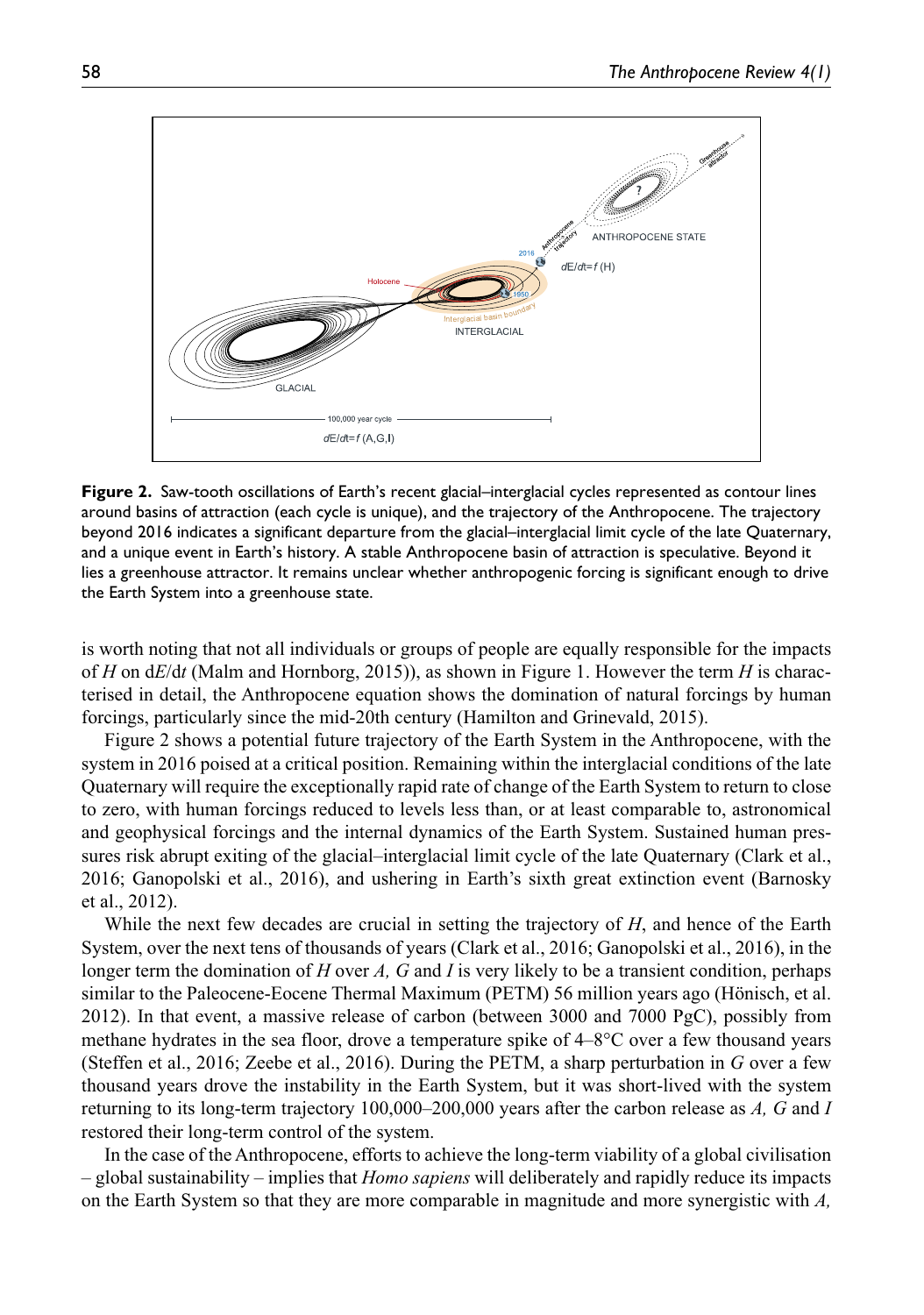**Figure 2.** Saw-tooth oscillations of Earth's recent glacial–interglacial cycles represented as contour lines around basins of attraction (each cycle is unique), and the trajectory of the Anthropocene. The trajectory beyond 2016 indicates a significant departure from the glacial–interglacial limit cycle of the late Quaternary, and a unique event in Earth's history. A stable Anthropocene basin of attraction is speculative. Beyond it lies a greenhouse attractor. It remains unclear whether anthropogenic forcing is significant enough to drive the Earth System into a greenhouse state.

is worth noting that not all individuals or groups of people are equally responsible for the impacts of $H$ on $dE/dt$ (Malm and Hornborg, 2015)), as shown in Figure 1. However the term $H$ is characterised in detail, the Anthropocene equation shows the domination of natural forcings by human forcings, particularly since the mid-20th century (Hamilton and Grinevald, 2015).

Figure 2 shows a potential future trajectory of the Earth System in the Anthropocene, with the system in 2016 poised at a critical position. Remaining within the interglacial conditions of the late Quaternary will require the exceptionally rapid rate of change of the Earth System to return to close to zero, with human forcings reduced to levels less than, or at least comparable to, astronomical and geophysical forcings and the internal dynamics of the Earth System. Sustained human pressures risk abrupt exiting of the glacial–interglacial limit cycle of the late Quaternary (Clark et al., 2016; Ganopolski et al., 2016), and ushering in Earth's sixth great extinction event (Barnosky et al., 2012).

While the next few decades are crucial in setting the trajectory of $H$, and hence of the Earth System, over the next tens of thousands of years (Clark et al., 2016; Ganopolski et al., 2016), in the longer term the domination of $H$ over $A$, $G$ and $I$ is very likely to be a transient condition, perhaps similar to the Paleocene-Eocene Thermal Maximum (PETM) 56 million years ago (Hönisch, et al. 2012). In that event, a massive release of carbon (between 3000 and 7000 PgC), possibly from methane hydrates in the sea floor, drove a temperature spike of 4–8°C over a few thousand years (Steffen et al., 2016; Zeebe et al., 2016). During the PETM, a sharp perturbation in $G$ over a few thousand years drove the instability in the Earth System, but it was short-lived with the system returning to its long-term trajectory 100,000–200,000 years after the carbon release as $A$, $G$ and $I$ restored their long-term control of the system.

In the case of the Anthropocene, efforts to achieve the long-term viability of a global civilisation – global sustainability – implies that *Homo sapiens* will deliberately and rapidly reduce its impacts on the Earth System so that they are more comparable in magnitude and more synergistic with $A$,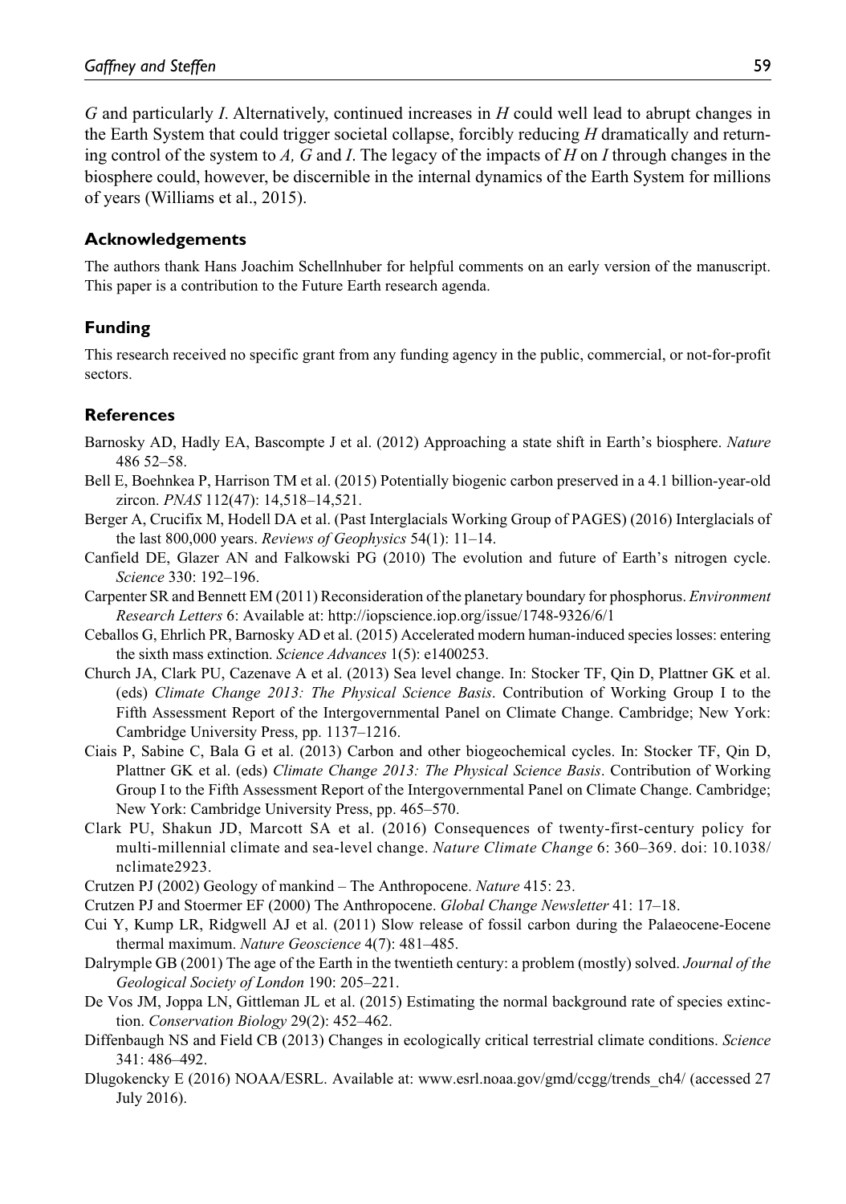*G* and particularly *I*. Alternatively, continued increases in *H* could well lead to abrupt changes in the Earth System that could trigger societal collapse, forcibly reducing *H* dramatically and returning control of the system to *A, G* and *I*. The legacy of the impacts of *H* on *I* through changes in the biosphere could, however, be discernible in the internal dynamics of the Earth System for millions of years (Williams et al., 2015).

## Acknowledgements

The authors thank Hans Joachim Schellnhuber for helpful comments on an early version of the manuscript. This paper is a contribution to the Future Earth research agenda.

## Funding

This research received no specific grant from any funding agency in the public, commercial, or not-for-profit sectors.

## References

Barnosky AD, Hadly EA, Bascompte J et al. (2012) Approaching a state shift in Earth's biosphere. *Nature* 486 52–58.

Bell E, Boehnkea P, Harrison TM et al. (2015) Potentially biogenic carbon preserved in a 4.1 billion-year-old zircon. *PNAS* 112(47): 14,518–14,521.

Berger A, Crucifix M, Hodell DA et al. (Past Interglacials Working Group of PAGES) (2016) Interglacials of the last 800,000 years. *Reviews of Geophysics* 54(1): 11–14.

Canfield DE, Glazer AN and Falkowski PG (2010) The evolution and future of Earth's nitrogen cycle. *Science* 330: 192–196.

Carpenter SR and Bennett EM (2011) Reconsideration of the planetary boundary for phosphorus. *Environment Research Letters* 6: Available at: http://iopscience.iop.org/issue/1748-9326/6/1

Ceballos G, Ehrlich PR, Barnosky AD et al. (2015) Accelerated modern human-induced species losses: entering the sixth mass extinction. *Science Advances* 1(5): e1400253.

Church JA, Clark PU, Cazenave A et al. (2013) Sea level change. In: Stocker TF, Qin D, Plattner GK et al. (eds) *Climate Change 2013: The Physical Science Basis*. Contribution of Working Group I to the Fifth Assessment Report of the Intergovernmental Panel on Climate Change. Cambridge; New York: Cambridge University Press, pp. 1137–1216.

Ciais P, Sabine C, Bala G et al. (2013) Carbon and other biogeochemical cycles. In: Stocker TF, Qin D, Plattner GK et al. (eds) *Climate Change 2013: The Physical Science Basis*. Contribution of Working Group I to the Fifth Assessment Report of the Intergovernmental Panel on Climate Change. Cambridge; New York: Cambridge University Press, pp. 465–570.

Clark PU, Shakun JD, Marcott SA et al. (2016) Consequences of twenty-first-century policy for multi-millennial climate and sea-level change. *Nature Climate Change* 6: 360–369. doi: 10.1038/nclimate2923.

Crutzen PJ (2002) Geology of mankind – The Anthropocene. *Nature* 415: 23.

Crutzen PJ and Stoermer EF (2000) The Anthropocene. *Global Change Newsletter* 41: 17–18.

Cui Y, Kump LR, Ridgwell AJ et al. (2011) Slow release of fossil carbon during the Palaeocene-Eocene thermal maximum. *Nature Geoscience* 4(7): 481–485.

Dalrymple GB (2001) The age of the Earth in the twentieth century: a problem (mostly) solved. *Journal of the Geological Society of London* 190: 205–221.

De Vos JM, Joppa LN, Gittleman JL et al. (2015) Estimating the normal background rate of species extinction. *Conservation Biology* 29(2): 452–462.

Diffenbaugh NS and Field CB (2013) Changes in ecologically critical terrestrial climate conditions. *Science* 341: 486–492.

Dlugokencky E (2016) NOAA/ESRL. Available at: www.esrl.noaa.gov/gmd/ccgg/trends_ch4/ (accessed 27 July 2016).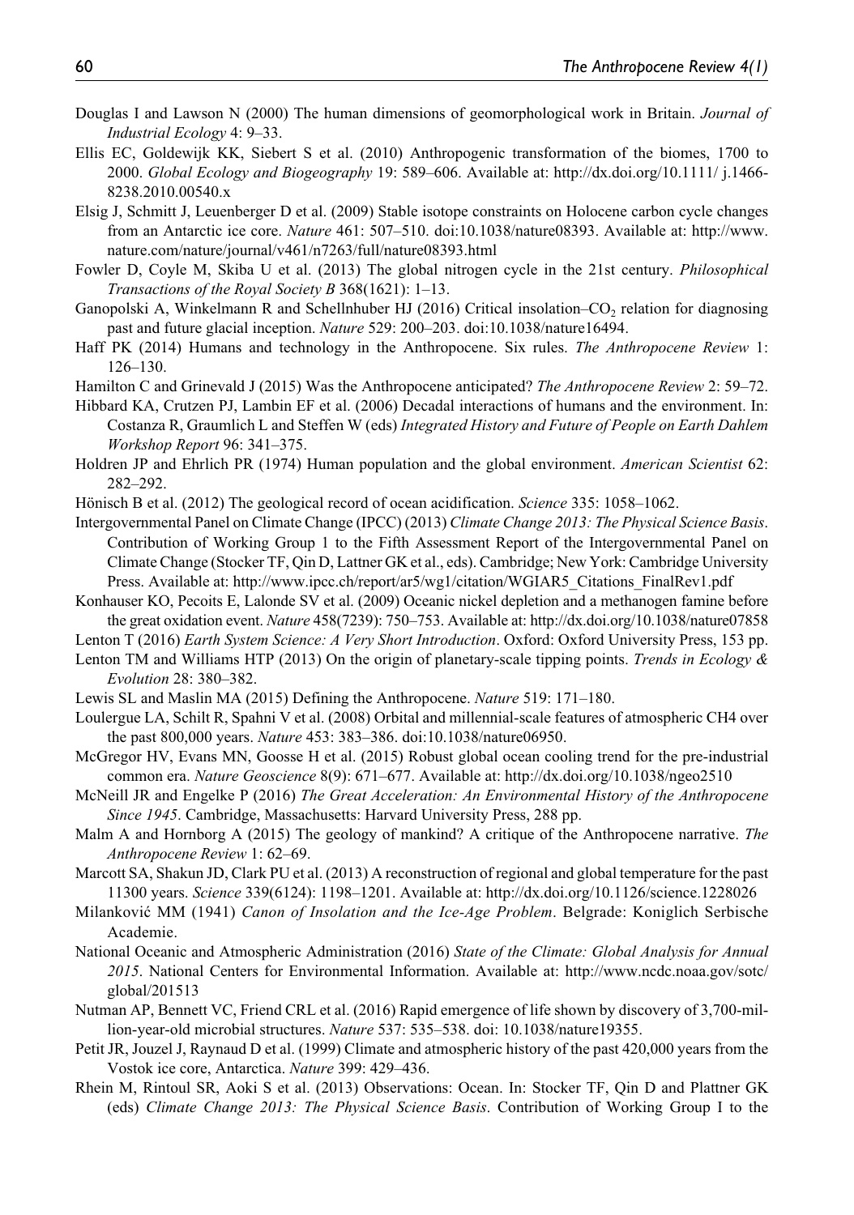Douglas I and Lawson N (2000) The human dimensions of geomorphological work in Britain. *Journal of Industrial Ecology* 4: 9–33.

Ellis EC, Goldewijk KK, Siebert S et al. (2010) Anthropogenic transformation of the biomes, 1700 to 2000. *Global Ecology and Biogeography* 19: 589–606. Available at: http://dx.doi.org/10.1111/ j.1466-8238.2010.00540.x

Elsig J, Schmitt J, Leuenberger D et al. (2009) Stable isotope constraints on Holocene carbon cycle changes from an Antarctic ice core. *Nature* 461: 507–510. doi:10.1038/nature08393. Available at: http://www.nature.com/nature/journal/v461/n7263/full/nature08393.html

Fowler D, Coyle M, Skiba U et al. (2013) The global nitrogen cycle in the 21st century. *Philosophical Transactions of the Royal Society B* 368(1621): 1–13.

Ganopolski A, Winkelmann R and Schellnhuber HJ (2016) Critical insolation–$CO_2$ relation for diagnosing past and future glacial inception. *Nature* 529: 200–203. doi:10.1038/nature16494.

Haff PK (2014) Humans and technology in the Anthropocene. Six rules. *The Anthropocene Review* 1: 126–130.

Hamilton C and Grinevald J (2015) Was the Anthropocene anticipated? *The Anthropocene Review* 2: 59–72.

Hibbard KA, Crutzen PJ, Lambin EF et al. (2006) Decadal interactions of humans and the environment. In: Costanza R, Graumlich L and Steffen W (eds) *Integrated History and Future of People on Earth Dahlem Workshop Report* 96: 341–375.

Holdren JP and Ehrlich PR (1974) Human population and the global environment. *American Scientist* 62: 282–292.

Hönisch B et al. (2012) The geological record of ocean acidification. *Science* 335: 1058–1062.

Intergovernmental Panel on Climate Change (IPCC) (2013) *Climate Change 2013: The Physical Science Basis*. Contribution of Working Group 1 to the Fifth Assessment Report of the Intergovernmental Panel on Climate Change (Stocker TF, Qin D, Lattner GK et al., eds). Cambridge; New York: Cambridge University Press. Available at: http://www.ipcc.ch/report/ar5/wg1/citation/WGIAR5_Citations_FinalRev1.pdf

Konhauser KO, Pecoits E, Lalonde SV et al. (2009) Oceanic nickel depletion and a methanogen famine before the great oxidation event. *Nature* 458(7239): 750–753. Available at: http://dx.doi.org/10.1038/nature07858

Lenton T (2016) *Earth System Science: A Very Short Introduction*. Oxford: Oxford University Press, 153 pp.

Lenton TM and Williams HTP (2013) On the origin of planetary-scale tipping points. *Trends in Ecology & Evolution* 28: 380–382.

Lewis SL and Maslin MA (2015) Defining the Anthropocene. *Nature* 519: 171–180.

Loulergue LA, Schilt R, Spahni V et al. (2008) Orbital and millennial-scale features of atmospheric CH4 over the past 800,000 years. *Nature* 453: 383–386. doi:10.1038/nature06950.

McGregor HV, Evans MN, Goosse H et al. (2015) Robust global ocean cooling trend for the pre-industrial common era. *Nature Geoscience* 8(9): 671–677. Available at: http://dx.doi.org/10.1038/ngeo2510

McNeill JR and Engelke P (2016) *The Great Acceleration: An Environmental History of the Anthropocene Since 1945*. Cambridge, Massachusetts: Harvard University Press, 288 pp.

Malm A and Hornborg A (2015) The geology of mankind? A critique of the Anthropocene narrative. *The Anthropocene Review* 1: 62–69.

Marcott SA, Shakun JD, Clark PU et al. (2013) A reconstruction of regional and global temperature for the past 11300 years. *Science* 339(6124): 1198–1201. Available at: http://dx.doi.org/10.1126/science.1228026

Milanković MM (1941) *Canon of Insolation and the Ice-Age Problem*. Belgrade: Koniglich Serbische Academie.

National Oceanic and Atmospheric Administration (2016) *State of the Climate: Global Analysis for Annual 2015*. National Centers for Environmental Information. Available at: http://www.ncdc.noaa.gov/sotc/global/201513

Nutman AP, Bennett VC, Friend CRL et al. (2016) Rapid emergence of life shown by discovery of 3,700-million-year-old microbial structures. *Nature* 537: 535–538. doi: 10.1038/nature19355.

Petit JR, Jouzel J, Raynaud D et al. (1999) Climate and atmospheric history of the past 420,000 years from the Vostok ice core, Antarctica. *Nature* 399: 429–436.

Rhein M, Rintoul SR, Aoki S et al. (2013) Observations: Ocean. In: Stocker TF, Qin D and Plattner GK (eds) *Climate Change 2013: The Physical Science Basis*. Contribution of Working Group I to the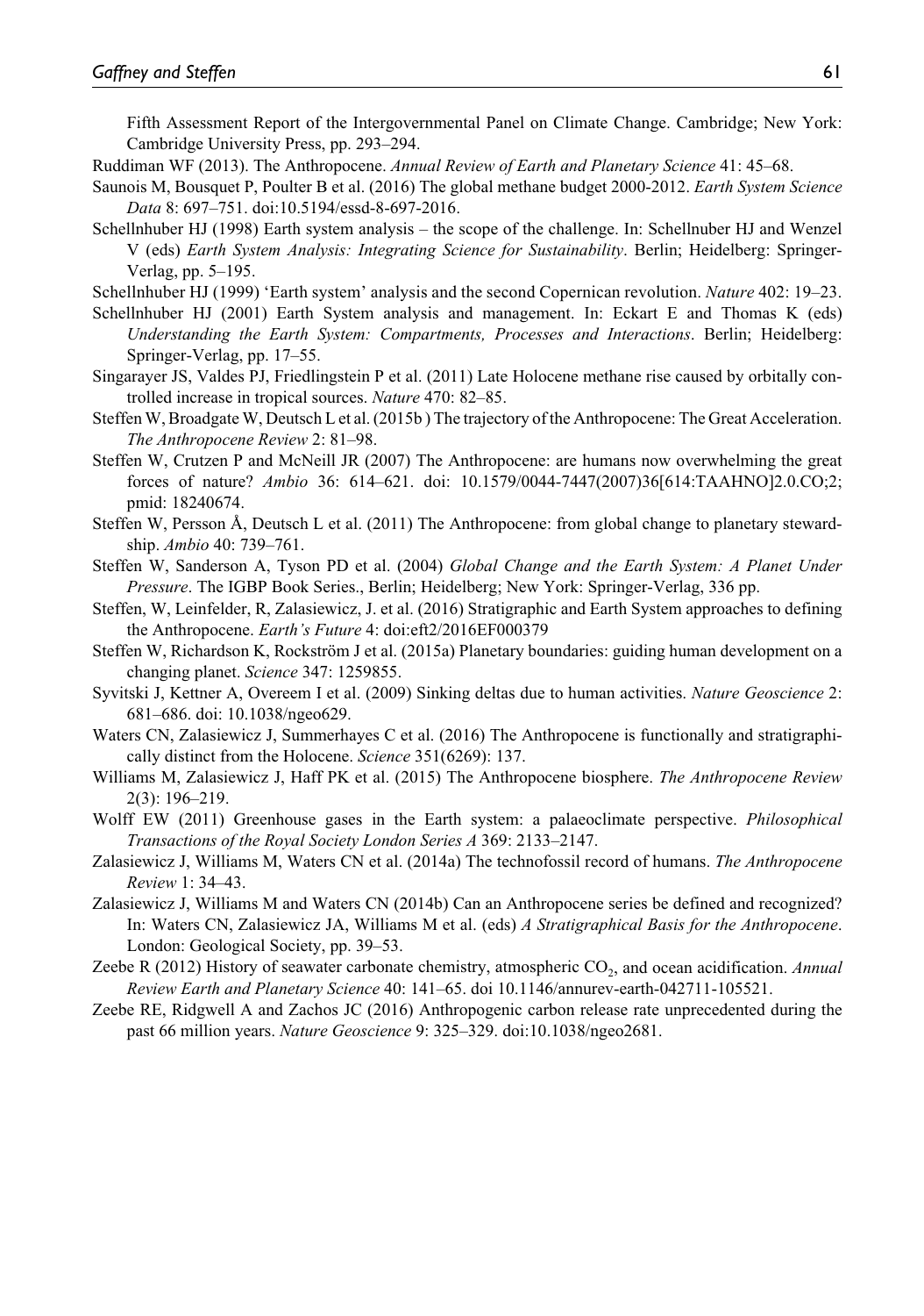Fifth Assessment Report of the Intergovernmental Panel on Climate Change. Cambridge; New York: Cambridge University Press, pp. 293–294.

Ruddiman WF (2013). The Anthropocene. *Annual Review of Earth and Planetary Science* 41: 45–68.

Saunois M, Bousquet P, Poulter B et al. (2016) The global methane budget 2000-2012. *Earth System Science Data* 8: 697–751. doi:10.5194/essd-8-697-2016.

Schellnhuber HJ (1998) Earth system analysis – the scope of the challenge. In: Schellnuber HJ and Wenzel V (eds) *Earth System Analysis: Integrating Science for Sustainability*. Berlin; Heidelberg: Springer-Verlag, pp. 5–195.

Schellnhuber HJ (1999) 'Earth system' analysis and the second Copernican revolution. *Nature* 402: 19–23.

Schellnhuber HJ (2001) Earth System analysis and management. In: Eckart E and Thomas K (eds) *Understanding the Earth System: Compartments, Processes and Interactions*. Berlin; Heidelberg: Springer-Verlag, pp. 17–55.

Singarayer JS, Valdes PJ, Friedlingstein P et al. (2011) Late Holocene methane rise caused by orbitally controlled increase in tropical sources. *Nature* 470: 82–85.

Steffen W, Broadgate W, Deutsch L et al. (2015b ) The trajectory of the Anthropocene: The Great Acceleration. *The Anthropocene Review* 2: 81–98.

Steffen W, Crutzen P and McNeill JR (2007) The Anthropocene: are humans now overwhelming the great forces of nature? *Ambio* 36: 614–621. doi: 10.1579/0044-7447(2007)36[614:TAAHNO]2.0.CO;2; pmid: 18240674.

Steffen W, Persson Å, Deutsch L et al. (2011) The Anthropocene: from global change to planetary stewardship. *Ambio* 40: 739–761.

Steffen W, Sanderson A, Tyson PD et al. (2004) *Global Change and the Earth System: A Planet Under Pressure*. The IGBP Book Series., Berlin; Heidelberg; New York: Springer-Verlag, 336 pp.

Steffen, W, Leinfelder, R, Zalasiewicz, J. et al. (2016) Stratigraphic and Earth System approaches to defining the Anthropocene. *Earth's Future* 4: doi:eft2/2016EF000379

Steffen W, Richardson K, Rockström J et al. (2015a) Planetary boundaries: guiding human development on a changing planet. *Science* 347: 1259855.

Syvitski J, Kettner A, Overeem I et al. (2009) Sinking deltas due to human activities. *Nature Geoscience* 2: 681–686. doi: 10.1038/ngeo629.

Waters CN, Zalasiewicz J, Summerhayes C et al. (2016) The Anthropocene is functionally and stratigraphically distinct from the Holocene. *Science* 351(6269): 137.

Williams M, Zalasiewicz J, Haff PK et al. (2015) The Anthropocene biosphere. *The Anthropocene Review* 2(3): 196–219.

Wolff EW (2011) Greenhouse gases in the Earth system: a palaeoclimate perspective. *Philosophical Transactions of the Royal Society London Series A* 369: 2133–2147.

Zalasiewicz J, Williams M, Waters CN et al. (2014a) The technofossil record of humans. *The Anthropocene Review* 1: 34–43.

Zalasiewicz J, Williams M and Waters CN (2014b) Can an Anthropocene series be defined and recognized? In: Waters CN, Zalasiewicz JA, Williams M et al. (eds) *A Stratigraphical Basis for the Anthropocene*. London: Geological Society, pp. 39–53.

Zeebe R (2012) History of seawater carbonate chemistry, atmospheric $CO_2$, and ocean acidification. *Annual Review Earth and Planetary Science* 40: 141–65. doi 10.1146/annurev-earth-042711-105521.

Zeebe RE, Ridgwell A and Zachos JC (2016) Anthropogenic carbon release rate unprecedented during the past 66 million years. *Nature Geoscience* 9: 325–329. doi:10.1038/ngeo2681.